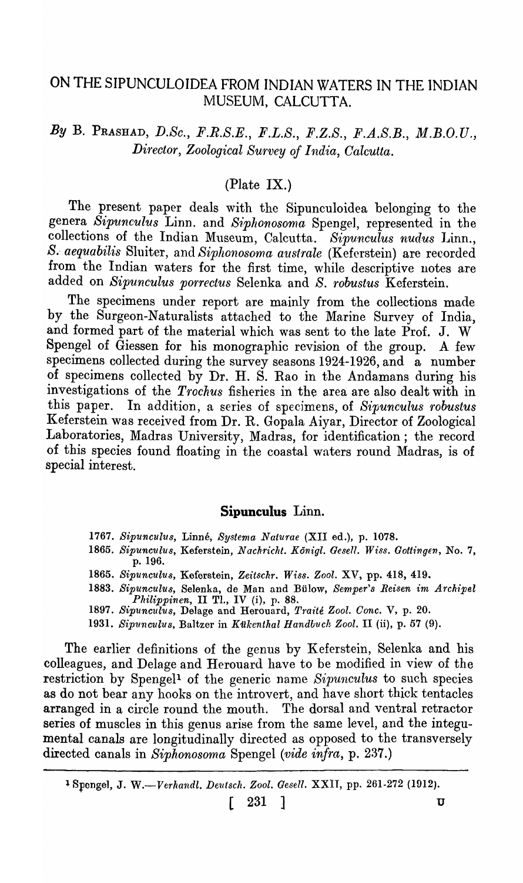# ON THE SIPUNCULOIDEA FROM INDIAN WATERS IN THE INDIAN MUSEUM, CALCUTTA.

*By* B. PRASHAD, *D.Sc., F.R.S.E., F.L.S., F.Z.S., F.A.S.B., M.B.O.U., Director, Zoological Survey of India, Calcutta.*

(Plate IX.)

The present paper deals with the Sipunculoidea belonging to the genera *Sipunculus* Linn. and *Siphonosoma* Spengel, represented in the collections of the Indian Museum, Calcutta. *Sipunculus nudus* Linn., *S. aequabilis* Sluiter, and *Siphonosoma australe* (Keferstein) are recorded from the Indian waters for the first time, while descriptive notes are added on *Sipunculus porrectus* Selenka and *S. robustus* Keferstein.

The specimens under report are mainly from the collections made by the Surgeon-Naturalists attached to the Marine Survey of India, and formed part of the material which was sent to the late Prof. J. W Spengel of Giessen for his monographic revision of the group. A few specimens collected during the survey seasons 1924-1926, and a number of specimens collected by Dr. H. S. Rao in the Andamans during his investigations of the *Trochus* fisheries in the area are also dealt with in this paper. In addition, a series of specimens, of *Sipunculus robustus* Keferstein was received from Dr. R. Gopala Aiyar, Director of Zoological Laboratories, Madras University, Madras, for identification; the record of this species found floating in the coastal waters round Madras, is of special interest.

## Sipunculus Linn.

1767. *Sipunculus*, Linné, *Systema Naturae* (XII ed.), p. 1078.

1865. *Sipunculus*, Keferstein, *Nachricht. Königl. Gesell. Wiss. Gottingen*, No. 7, p. 196.

1865. *Sipunculus*, Keferstein, *Zeitschr. Wiss. Zool.* XV, pp. 418, 419.

1883. *Sipunculus*, Selenka, de Man and Bülow, *Semper's Reisen im Archipel Philippinen*, II Tl., IV (i), p. 88.

1897. *Sipunculus*, Delage and Herouard, *Traité Zool. Conc.* V, p. 20.

1931. *Sipunculus*, Baltzer in *Kükenthal Handbuch Zool.* II (ii), p. 57 (9).

The earlier definitions of the genus by Keferstein, Selenka and his colleagues, and Delage and Herouard have to be modified in view of the restriction by Spengel[1] of the generic name *Sipunculus* to such species as do not bear any hooks on the introvert, and have short thick tentacles arranged in a circle round the mouth. The dorsal and ventral retractor series of muscles in this genus arise from the same level, and the integumental canals are longitudinally directed as opposed to the transversely directed canals in *Siphonosoma* Spengel (*vide infra*, p. 237.)

[1] Spengel, J. W.—*Verhandl. Deutsch. Zool. Gesell.* XXII, pp. 261-272 (1912).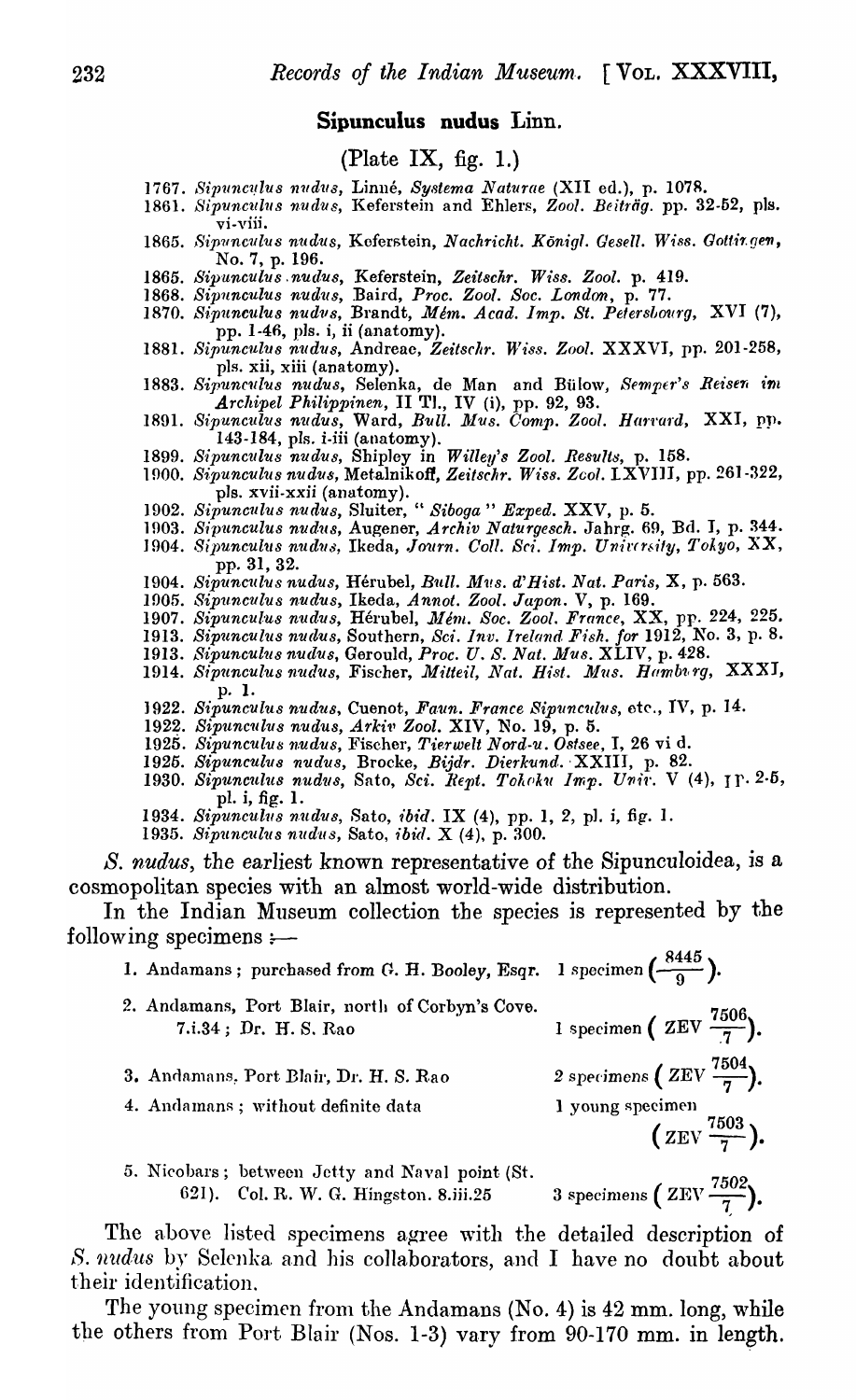### Sipunculus nudus Linn.

(Plate IX, fig. 1.)

1767. *Sipunculus nudus*, Linné, *Systema Naturae* (XII ed.), p. 1078.
1861. *Sipunculus nudus*, Keferstein and Ehlers, *Zool. Beiträg.* pp. 32-52, pls. vi-viii.
1865. *Sipunculus nudus*, Keferstein, *Nachricht. Königl. Gesell. Wiss. Gottingen*, No. 7, p. 196.
1865. *Sipunculus nudus*, Keferstein, *Zeitschr. Wiss. Zool.* p. 419.
1868. *Sipunculus nudus*, Baird, *Proc. Zool. Soc. London*, p. 77.
1870. *Sipunculus nudus*, Brandt, *Mém. Acad. Imp. St. Petersbourg*, XVI (7), pp. 1-46, pls. i, ii (anatomy).
1881. *Sipunculus nudus*, Andreae, *Zeitschr. Wiss. Zool.* XXXVI, pp. 201-258, pls. xii, xiii (anatomy).
1883. *Sipunculus nudus*, Selenka, de Man and Bülow, *Semper's Reisen im Archipel Philippinen*, II Tl., IV (i), pp. 92, 93.
1891. *Sipunculus nudus*, Ward, *Bull. Mus. Comp. Zool. Harvard*, XXI, pp. 143-184, pls. i-iii (anatomy).
1899. *Sipunculus nudus*, Shipley in *Willey's Zool. Results*, p. 158.
1900. *Sipunculus nudus*, Metalnikoff, *Zeitschr. Wiss. Zool.* LXVIII, pp. 261-322, pls. xvii-xxii (anatomy).
1902. *Sipunculus nudus*, Sluiter, "*Siboga*" *Exped.* XXV, p. 5.
1903. *Sipunculus nudus*, Augener, *Archiv Naturgesch.* Jahrg. 69, Bd. I, p. 344.
1904. *Sipunculus nudus*, Ikeda, *Journ. Coll. Sci. Imp. University, Tokyo*, XX, pp. 31, 32.
1904. *Sipunculus nudus*, Hérubel, *Bull. Mus. d'Hist. Nat. Paris*, X, p. 563.
1905. *Sipunculus nudus*, Ikeda, *Annot. Zool. Japon.* V, p. 169.
1907. *Sipunculus nudus*, Hérubel, *Mém. Soc. Zool. France*, XX, pp. 224, 225.
1913. *Sipunculus nudus*, Southern, *Sci. Inv. Ireland Fish. for* 1912, No. 3, p. 8.
1913. *Sipunculus nudus*, Gerould, *Proc. U. S. Nat. Mus.* XLIV, p. 428.
1914. *Sipunculus nudus*, Fischer, *Mitteil, Nat. Hist. Mus. Hamburg*, XXXI, p. 1.
1922. *Sipunculus nudus*, Cuenot, *Faun. France Sipunculus*, etc., IV, p. 14.
1922. *Sipunculus nudus*, *Arkiv Zool.* XIV, No. 19, p. 5.
1925. *Sipunculus nudus*, Fischer, *Tierwelt Nord-u. Ostsee*, I, 26 vi d.
1925. *Sipunculus nudus*, Brocke, *Bijdr. Dierkund.* XXIII, p. 82.
1930. *Sipunculus nudus*, Sato, *Sci. Rept. Tohoku Imp. Univ.* V (4), pp. 2-5, pl. i, fig. 1.
1934. *Sipunculus nudus*, Sato, *ibid.* IX (4), pp. 1, 2, pl. i, fig. 1.
1935. *Sipunculus nudus*, Sato, *ibid.* X (4), p. 300.

*S. nudus*, the earliest known representative of the Sipunculoidea, is a cosmopolitan species with an almost world-wide distribution.

In the Indian Museum collection the species is represented by the following specimens :—

1. Andamans; purchased from G. H. Booley, Esqr. 1 specimen $\left(\frac{8445}{9}\right)$.
2. Andamans, Port Blair, north of Corbyn's Cove. 7.i.34; Dr. H. S. Rao — 1 specimen $\left(\text{ZEV}\ \frac{7506}{7}\right)$.
3. Andamans, Port Blair, Dr. H. S. Rao — 2 specimens $\left(\text{ZEV}\ \frac{7504}{7}\right)$.
4. Andamans; without definite data — 1 young specimen $\left(\text{ZEV}\ \frac{7503}{7}\right)$.
5. Nicobars; between Jetty and Naval point (St. 621). Col. R. W. G. Hingston. 8.iii.25 — 3 specimens $\left(\text{ZEV}\ \frac{7502}{7}\right)$.

The above listed specimens agree with the detailed description of *S. nudus* by Selenka and his collaborators, and I have no doubt about their identification.

The young specimen from the Andamans (No. 4) is 42 mm. long, while the others from Port Blair (Nos. 1-3) vary from 90-170 mm. in length.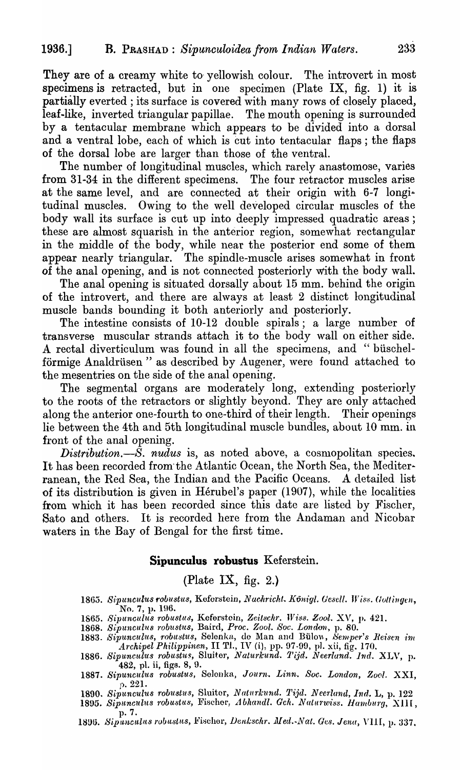They are of a creamy white to yellowish colour. The introvert in most specimens is retracted, but in one specimen (Plate IX, fig. 1) it is partially everted; its surface is covered with many rows of closely placed, leaf-like, inverted triangular papillae. The mouth opening is surrounded by a tentacular membrane which appears to be divided into a dorsal and a ventral lobe, each of which is cut into tentacular flaps; the flaps of the dorsal lobe are larger than those of the ventral.

The number of longitudinal muscles, which rarely anastomose, varies from 31-34 in the different specimens. The four retractor muscles arise at the same level, and are connected at their origin with 6-7 longitudinal muscles. Owing to the well developed circular muscles of the body wall its surface is cut up into deeply impressed quadratic areas; these are almost squarish in the anterior region, somewhat rectangular in the middle of the body, while near the posterior end some of them appear nearly triangular. The spindle-muscle arises somewhat in front of the anal opening, and is not connected posteriorly with the body wall.

The anal opening is situated dorsally about 15 mm. behind the origin of the introvert, and there are always at least 2 distinct longitudinal muscle bands bounding it both anteriorly and posteriorly.

The intestine consists of 10-12 double spirals; a large number of transverse muscular strands attach it to the body wall on either side. A rectal diverticulum was found in all the specimens, and "büschelförmige Analdrüsen" as described by Augener, were found attached to the mesentries on the side of the anal opening.

The segmental organs are moderately long, extending posteriorly to the roots of the retractors or slightly beyond. They are only attached along the anterior one-fourth to one-third of their length. Their openings lie between the 4th and 5th longitudinal muscle bundles, about 10 mm. in front of the anal opening.

*Distribution.*—*S. nudus* is, as noted above, a cosmopolitan species. It has been recorded from the Atlantic Ocean, the North Sea, the Mediterranean, the Red Sea, the Indian and the Pacific Oceans. A detailed list of its distribution is given in Hérubel's paper (1907), while the localities from which it has been recorded since this date are listed by Fischer, Sato and others. It is recorded here from the Andaman and Nicobar waters in the Bay of Bengal for the first time.

## Sipunculus robustus Keferstein.

(Plate IX, fig. 2.)

1865. *Sipunculus robustus*, Keferstein, *Nachricht. Königl. Gesell. Wiss. Gottingen*, No. 7, p. 196.
1865. *Sipunculus robustus*, Keferstein, *Zeitschr. Wiss. Zool.* XV, p. 421.
1868. *Sipunculus robustus*, Baird, *Proc. Zool. Soc. London*, p. 80.
1883. *Sipunculus robustus*, Selenka, de Man and Bülow, *Semper's Reisen im Archipel Philippinen*, II Tl., IV (i), pp. 97-99, pl. xii, fig. 170.
1886. *Sipunculus robustus*, Sluiter, *Naturkund. Tijd. Neerland. Ind.* XLV, p. 482, pl. ii, figs. 8, 9.
1887. *Sipunculus robustus*, Selenka, *Journ. Linn. Soc. London, Zool.* XXI, p. 221.
1890. *Sipunculus robustus*, Sluiter, *Naturkund. Tijd. Neerland, Ind.* L, p. 122
1895. *Sipunculus robustus*, Fischer, *Abhandl. Geb. Naturwiss. Hamburg*, XIII, p. 7.
1896. *Sipunculus robustus*, Fischer, *Denkschr. Med.-Nat. Ges. Jena*, VIII, p. 337.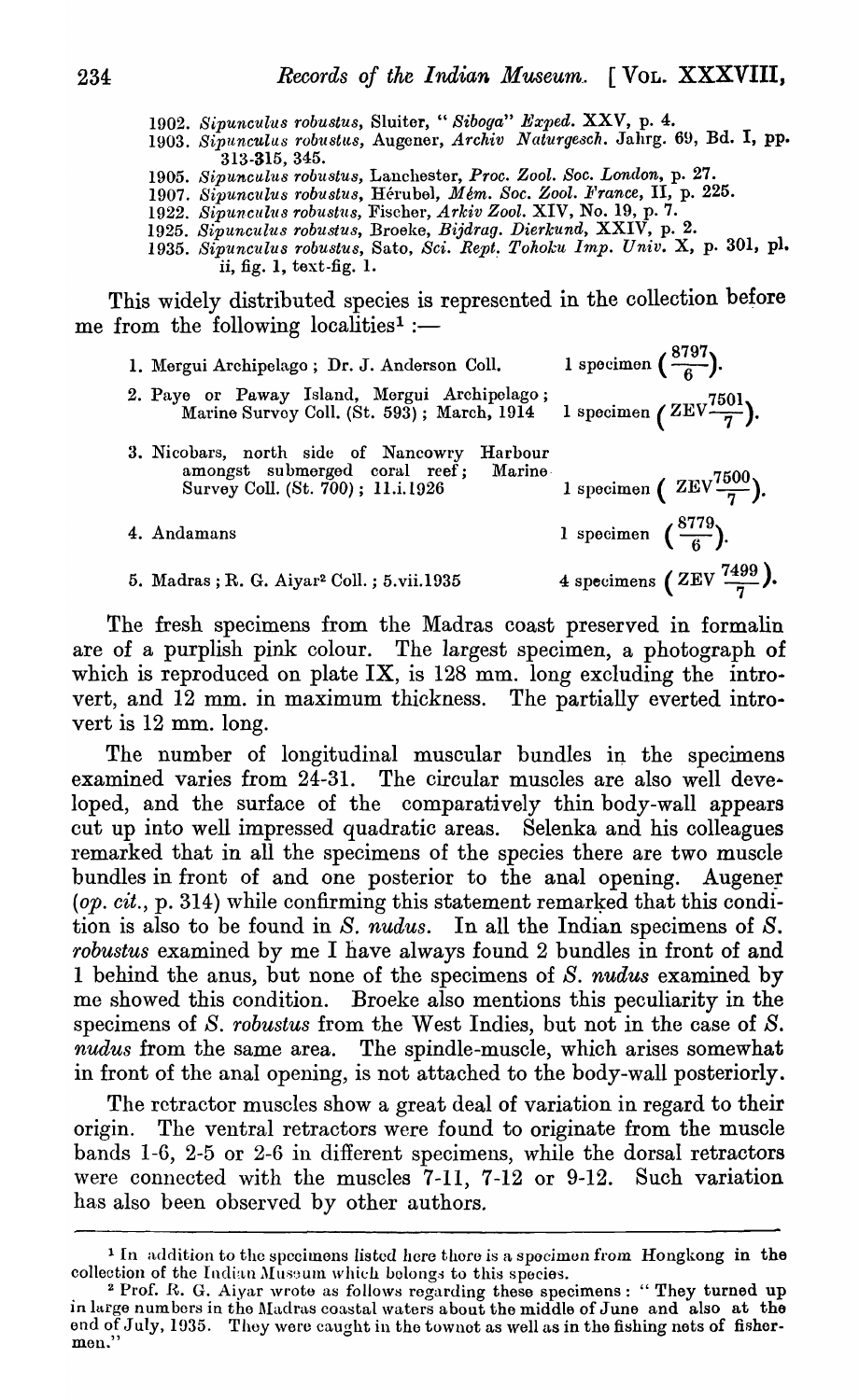1902. *Sipunculus robustus*, Sluiter, "*Siboga*" *Exped.* XXV, p. 4.
1903. *Sipunculus robustus*, Augener, *Archiv Naturgesch.* Jahrg. 69, Bd. I, pp. 313-315, 345.
1905. *Sipunculus robustus*, Lanchester, *Proc. Zool. Soc. London*, p. 27.
1907. *Sipunculus robustus*, Hérubel, *Mém. Soc. Zool. France*, II, p. 225.
1922. *Sipunculus robustus*, Fischer, *Arkiv Zool.* XIV, No. 19, p. 7.
1925. *Sipunculus robustus*, Broeke, *Bijdrag. Dierkund*, XXIV, p. 2.
1935. *Sipunculus robustus*, Sato, *Sci. Rept. Tohoku Imp. Univ.* X, p. 301, pl. ii, fig. 1, text-fig. 1.

This widely distributed species is represented in the collection before me from the following localities[1] :—

1. Mergui Archipelago ; Dr. J. Anderson Coll. — 1 specimen $\left(\frac{8797}{6}\right)$.
2. Paye or Paway Island, Mergui Archipelago ; Marine Survey Coll. (St. 593) ; March, 1914 — 1 specimen $\left(\text{ZEV}\frac{7501}{7}\right)$.
3. Nicobars, north side of Nancowry Harbour amongst submerged coral reef ; Marine Survey Coll. (St. 700) ; 11.i.1926 — 1 specimen $\left(\text{ZEV}\frac{7500}{7}\right)$.
4. Andamans — 1 specimen $\left(\frac{8779}{6}\right)$.
5. Madras ; R. G. Aiyar[2] Coll. ; 5.vii.1935 — 4 specimens $\left(\text{ZEV}\frac{7499}{7}\right)$.

The fresh specimens from the Madras coast preserved in formalin are of a purplish pink colour. The largest specimen, a photograph of which is reproduced on plate IX, is 128 mm. long excluding the introvert, and 12 mm. in maximum thickness. The partially everted introvert is 12 mm. long.

The number of longitudinal muscular bundles in the specimens examined varies from 24-31. The circular muscles are also well developed, and the surface of the comparatively thin body-wall appears cut up into well impressed quadratic areas. Selenka and his colleagues remarked that in all the specimens of the species there are two muscle bundles in front of and one posterior to the anal opening. Augener (*op. cit.*, p. 314) while confirming this statement remarked that this condition is also to be found in *S. nudus*. In all the Indian specimens of *S. robustus* examined by me I have always found 2 bundles in front of and 1 behind the anus, but none of the specimens of *S. nudus* examined by me showed this condition. Broeke also mentions this peculiarity in the specimens of *S. robustus* from the West Indies, but not in the case of *S. nudus* from the same area. The spindle-muscle, which arises somewhat in front of the anal opening, is not attached to the body-wall posteriorly.

The retractor muscles show a great deal of variation in regard to their origin. The ventral retractors were found to originate from the muscle bands 1-6, 2-5 or 2-6 in different specimens, while the dorsal retractors were connected with the muscles 7-11, 7-12 or 9-12. Such variation has also been observed by other authors.

---

[1] In addition to the specimens listed here there is a specimen from Hongkong in the collection of the Indian Museum which belongs to this species.

[2] Prof. R. G. Aiyar wrote as follows regarding these specimens : "They turned up in large numbers in the Madras coastal waters about the middle of June and also at the end of July, 1935. They were caught in the townet as well as in the fishing nets of fishermen."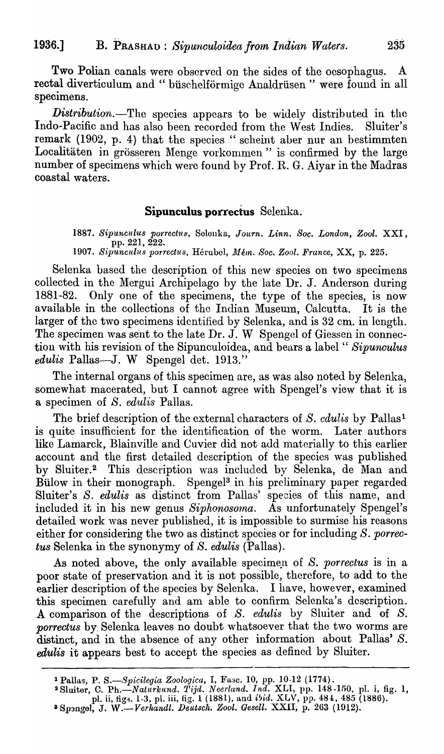Two Polian canals were observed on the sides of the oesophagus. A rectal diverticulum and " büschelförmige Analdrüsen " were found in all specimens.

*Distribution*.—The species appears to be widely distributed in the Indo-Pacific and has also been recorded from the West Indies. Sluiter's remark (1902, p. 4) that the species " scheint aber nur an bestimmten Localitäten in grösseren Menge vorkommen " is confirmed by the large number of specimens which were found by Prof. R. G. Aiyar in the Madras coastal waters.

### **Sipunculus porrectus** Selenka.

1887. *Sipunculus porrectus*, Selenka, *Journ. Linn. Soc. London, Zool.* XXI, pp. 221, 222.
1907. *Sipunculus porrectus*, Hérubel, *Mém. Soc. Zool. France*, XX, p. 225.

Selenka based the description of this new species on two specimens collected in the Mergui Archipelago by the late Dr. J. Anderson during 1881-82. Only one of the specimens, the type of the species, is now available in the collections of the Indian Museum, Calcutta. It is the larger of the two specimens identified by Selenka, and is 32 cm. in length. The specimen was sent to the late Dr. J. W Spengel of Giessen in connection with his revision of the Sipunculoidea, and bears a label " *Sipunculus edulis* Pallas—J. W Spengel det. 1913."

The internal organs of this specimen are, as was also noted by Selenka, somewhat macerated, but I cannot agree with Spengel's view that it is a specimen of *S. edulis* Pallas.

The brief description of the external characters of *S. edulis* by Pallas[1] is quite insufficient for the identification of the worm. Later authors like Lamarck, Blainville and Cuvier did not add materially to this earlier account and the first detailed description of the species was published by Sluiter.[2] This description was included by Selenka, de Man and Bülow in their monograph. Spengel[3] in his preliminary paper regarded Sluiter's *S. edulis* as distinct from Pallas' species of this name, and included it in his new genus *Siphonosoma*. As unfortunately Spengel's detailed work was never published, it is impossible to surmise his reasons either for considering the two as distinct species or for including *S. porrectus* Selenka in the synonymy of *S. edulis* (Pallas).

As noted above, the only available specimen of *S. porrectus* is in a poor state of preservation and it is not possible, therefore, to add to the earlier description of the species by Selenka. I have, however, examined this specimen carefully and am able to confirm Selenka's description. A comparison of the descriptions of *S. edulis* by Sluiter and of *S. porrectus* by Selenka leaves no doubt whatsoever that the two worms are distinct, and in the absence of any other information about Pallas' *S. edulis* it appears best to accept the species as defined by Sluiter.

---

[1] Pallas, P. S.—*Spicilegia Zoologica*, I, Fasc. 10, pp. 10-12 (1774).

[2] Sluiter, C. Ph.—*Naturkund. Tijd. Neerland. Ind.* XLI, pp. 148-150, pl. i, fig. 1, pl. ii, figs. 1-3, pl. iii, fig. 1 (1881), and *ibid.* XLV, pp. 484, 485 (1886).

[3] Spengel, J. W.—*Verhandl. Deutsch. Zool. Gesell.* XXII, p. 263 (1912).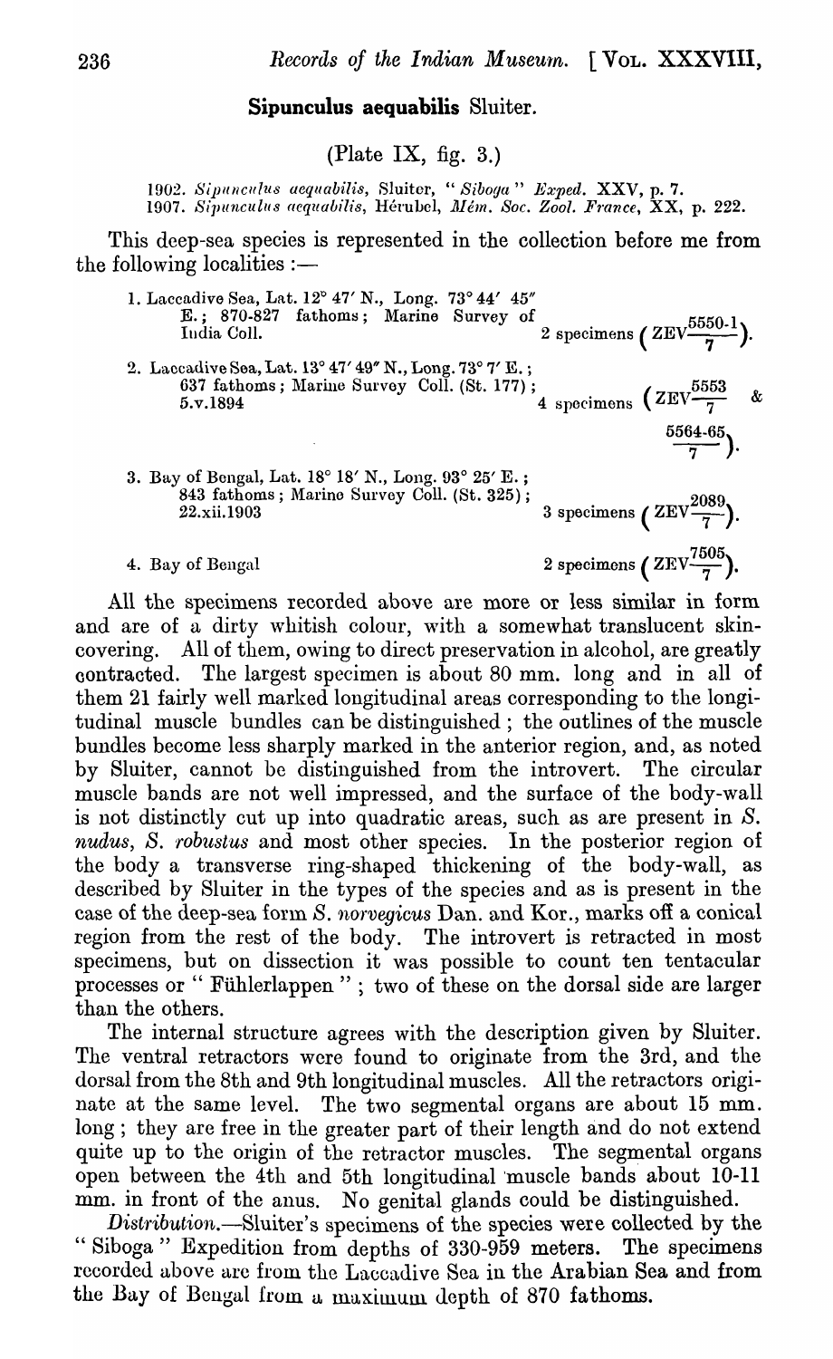### **Sipunculus aequabilis** Sluiter.

(Plate IX, fig. 3.)

1902. *Sipunculus aequabilis*, Sluiter, "*Siboga*" *Exped.* XXV, p. 7.
1907. *Sipunculus aequabilis*, Hérubel, *Mém. Soc. Zool. France*, XX, p. 222.

This deep-sea species is represented in the collection before me from the following localities :—

1. Laccadive Sea, Lat. 12° 47′ N., Long. 73° 44′ 45″ E.; 870-827 fathoms; Marine Survey of India Coll. — 2 specimens (ZEV $\frac{5550\text{-}1}{7}$).
2. Laccadive Sea, Lat. 13° 47′ 49″ N., Long. 73° 7′ E.; 637 fathoms; Marine Survey Coll. (St. 177); 5.v.1894 — 4 specimens (ZEV $\frac{5553}{7}$ & $\frac{5564\text{-}65}{7}$).
3. Bay of Bengal, Lat. 18° 18′ N., Long. 93° 25′ E.; 843 fathoms; Marine Survey Coll. (St. 325); 22.xii.1903 — 3 specimens (ZEV $\frac{2089}{7}$).
4. Bay of Bengal — 2 specimens (ZEV $\frac{7505}{7}$).

All the specimens recorded above are more or less similar in form and are of a dirty whitish colour, with a somewhat translucent skin-covering. All of them, owing to direct preservation in alcohol, are greatly contracted. The largest specimen is about 80 mm. long and in all of them 21 fairly well marked longitudinal areas corresponding to the longitudinal muscle bundles can be distinguished; the outlines of the muscle bundles become less sharply marked in the anterior region, and, as noted by Sluiter, cannot be distinguished from the introvert. The circular muscle bands are not well impressed, and the surface of the body-wall is not distinctly cut up into quadratic areas, such as are present in *S. nudus*, *S. robustus* and most other species. In the posterior region of the body a transverse ring-shaped thickening of the body-wall, as described by Sluiter in the types of the species and as is present in the case of the deep-sea form *S. norvegicus* Dan. and Kor., marks off a conical region from the rest of the body. The introvert is retracted in most specimens, but on dissection it was possible to count ten tentacular processes or "Fühlerlappen"; two of these on the dorsal side are larger than the others.

The internal structure agrees with the description given by Sluiter. The ventral retractors were found to originate from the 3rd, and the dorsal from the 8th and 9th longitudinal muscles. All the retractors originate at the same level. The two segmental organs are about 15 mm. long; they are free in the greater part of their length and do not extend quite up to the origin of the retractor muscles. The segmental organs open between the 4th and 5th longitudinal muscle bands about 10-11 mm. in front of the anus. No genital glands could be distinguished.

*Distribution.*—Sluiter's specimens of the species were collected by the "Siboga" Expedition from depths of 330-959 meters. The specimens recorded above are from the Laccadive Sea in the Arabian Sea and from the Bay of Bengal from a maximum depth of 870 fathoms.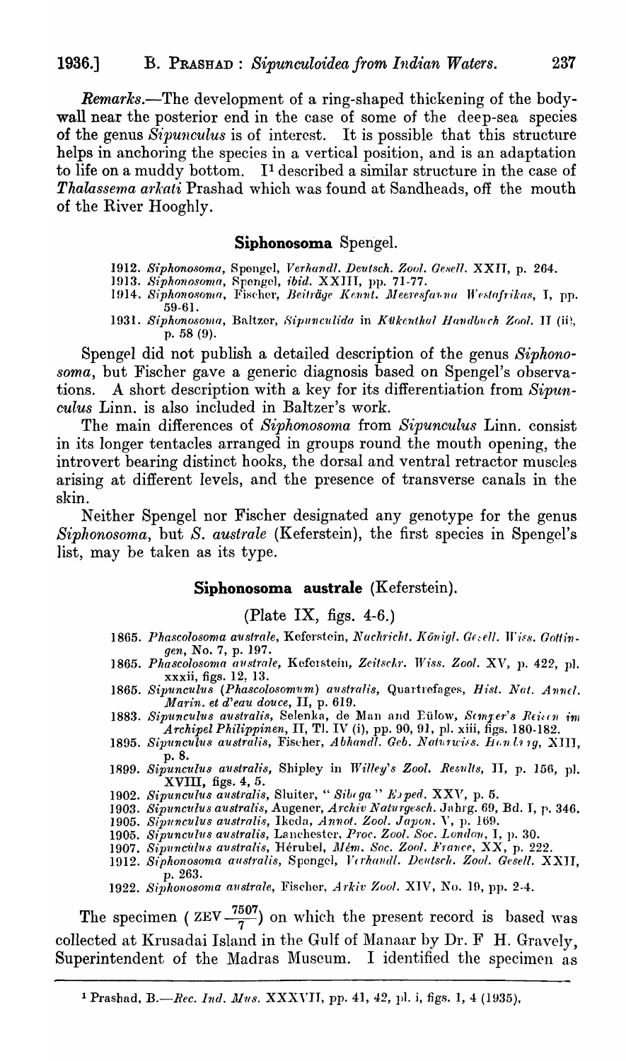*Remarks.*—The development of a ring-shaped thickening of the body-wall near the posterior end in the case of some of the deep-sea species of the genus *Sipunculus* is of interest. It is possible that this structure helps in anchoring the species in a vertical position, and is an adaptation to life on a muddy bottom. I[1] described a similar structure in the case of *Thalassema arkati* Prashad which was found at Sandheads, off the mouth of the River Hooghly.

## Siphonosoma Spengel.

1912. *Siphonosoma*, Spengel, *Verhandl. Deutsch. Zool. Gesell.* XXII, p. 264.
1913. *Siphonosoma*, Spengel, *ibid.* XXIII, pp. 71-77.
1914. *Siphonosoma*, Fischer, *Beiträge Kennt. Meeresfauna Westafrikas*, I, pp. 59-61.
1931. *Siphonosoma*, Baltzer, *Sipunculida* in *Kükenthal Handbuch Zool.* II (ii), p. 58 (9).

Spengel did not publish a detailed description of the genus *Siphonosoma*, but Fischer gave a generic diagnosis based on Spengel's observations. A short description with a key for its differentiation from *Sipunculus* Linn. is also included in Baltzer's work.

The main differences of *Siphonosoma* from *Sipunculus* Linn. consist in its longer tentacles arranged in groups round the mouth opening, the introvert bearing distinct hooks, the dorsal and ventral retractor muscles arising at different levels, and the presence of transverse canals in the skin.

Neither Spengel nor Fischer designated any genotype for the genus *Siphonosoma*, but *S. australe* (Keferstein), the first species in Spengel's list, may be taken as its type.

### Siphonosoma australe (Keferstein).

(Plate IX, figs. 4-6.)

1865. *Phascolosoma australe*, Keferstein, *Nachricht. Königl. Gesell. Wiss. Gottingen*, No. 7, p. 197.
1865. *Phascolosoma australe*, Keferstein, *Zeitschr. Wiss. Zool.* XV, p. 422, pl. xxxii, figs. 12, 13.
1865. *Sipunculus (Phascolosomum) australis*, Quatrefages, *Hist. Nat. Annel. Marin. et d'eau douce*, II, p. 619.
1883. *Sipunculus australis*, Selenka, de Man and Bülow, *Semper's Reisen im Archipel Philippinen*, II, Tl. IV (i), pp. 90, 91, pl. xiii, figs. 180-182.
1895. *Sipunculus australis*, Fischer, *Abhandl. Geb. Naturwiss. Hamburg*, XIII, p. 8.
1899. *Sipunculus australis*, Shipley in *Willey's Zool. Results*, II, p. 156, pl. XVIII, figs. 4, 5.
1902. *Sipunculus australis*, Sluiter, "*Siboga*" *Exped.* XXV, p. 5.
1903. *Sipunculus australis*, Augener, *Archiv Naturgesch.* Jahrg. 69, Bd. I, p. 346.
1905. *Sipunculus australis*, Ikeda, *Annot. Zool. Japon.* V, p. 169.
1905. *Sipunculus australis*, Lanchester, *Proc. Zool. Soc. London*, I, p. 30.
1907. *Sipunculus australis*, Hérubel, *Mém. Soc. Zool. France*, XX, p. 222.
1912. *Siphonosoma australis*, Spengel, *Verhandl. Deutsch. Zool. Gesell.* XXII, p. 263.
1922. *Siphonosoma australe*, Fischer, *Arkiv Zool.* XIV, No. 19, pp. 2-4.

The specimen ( ZEV $\frac{7507}{7}$) on which the present record is based was collected at Krusadai Island in the Gulf of Manaar by Dr. F H. Gravely, Superintendent of the Madras Museum. I identified the specimen as

---

[1] Prashad, B.—*Rec. Ind. Mus.* XXXVII, pp. 41, 42, pl. i, figs. 1, 4 (1935).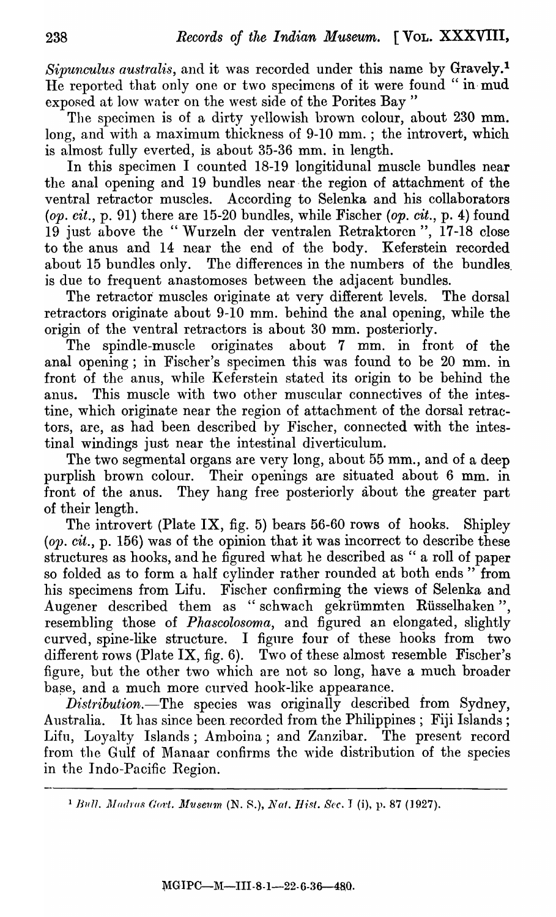*Sipunculus australis*, and it was recorded under this name by Gravely.[1] He reported that only one or two specimens of it were found "in mud exposed at low water on the west side of the Porites Bay"

The specimen is of a dirty yellowish brown colour, about 230 mm. long, and with a maximum thickness of 9-10 mm.; the introvert, which is almost fully everted, is about 35-36 mm. in length.

In this specimen I counted 18-19 longitidunal muscle bundles near the anal opening and 19 bundles near the region of attachment of the ventral retractor muscles. According to Selenka and his collaborators (*op. cit.*, p. 91) there are 15-20 bundles, while Fischer (*op. cit.*, p. 4) found 19 just above the "Wurzeln der ventralen Retraktoren", 17-18 close to the anus and 14 near the end of the body. Keferstein recorded about 15 bundles only. The differences in the numbers of the bundles is due to frequent anastomoses between the adjacent bundles.

The retractor muscles originate at very different levels. The dorsal retractors originate about 9-10 mm. behind the anal opening, while the origin of the ventral retractors is about 30 mm. posteriorly.

The spindle-muscle originates about 7 mm. in front of the anal opening; in Fischer's specimen this was found to be 20 mm. in front of the anus, while Keferstein stated its origin to be behind the anus. This muscle with two other muscular connectives of the intestine, which originate near the region of attachment of the dorsal retractors, are, as had been described by Fischer, connected with the intestinal windings just near the intestinal diverticulum.

The two segmental organs are very long, about 55 mm., and of a deep purplish brown colour. Their openings are situated about 6 mm. in front of the anus. They hang free posteriorly about the greater part of their length.

The introvert (Plate IX, fig. 5) bears 56-60 rows of hooks. Shipley (*op. cit.*, p. 156) was of the opinion that it was incorrect to describe these structures as hooks, and he figured what he described as "a roll of paper so folded as to form a half cylinder rather rounded at both ends" from his specimens from Lifu. Fischer confirming the views of Selenka and Augener described them as "schwach gekrümmten Rüsselhaken", resembling those of *Phascolosoma*, and figured an elongated, slightly curved, spine-like structure. I figure four of these hooks from two different rows (Plate IX, fig. 6). Two of these almost resemble Fischer's figure, but the other two which are not so long, have a much broader base, and a much more curved hook-like appearance.

*Distribution.*—The species was originally described from Sydney, Australia. It has since been recorded from the Philippines; Fiji Islands; Lifu, Loyalty Islands; Amboina; and Zanzibar. The present record from the Gulf of Manaar confirms the wide distribution of the species in the Indo-Pacific Region.

---

[1] *Bull. Madras Govt. Museum* (N. S.), *Nat. Hist. Sec.* I (i), p. 87 (1927).

MGIPC—M—III-8-1—22-6-36—480.